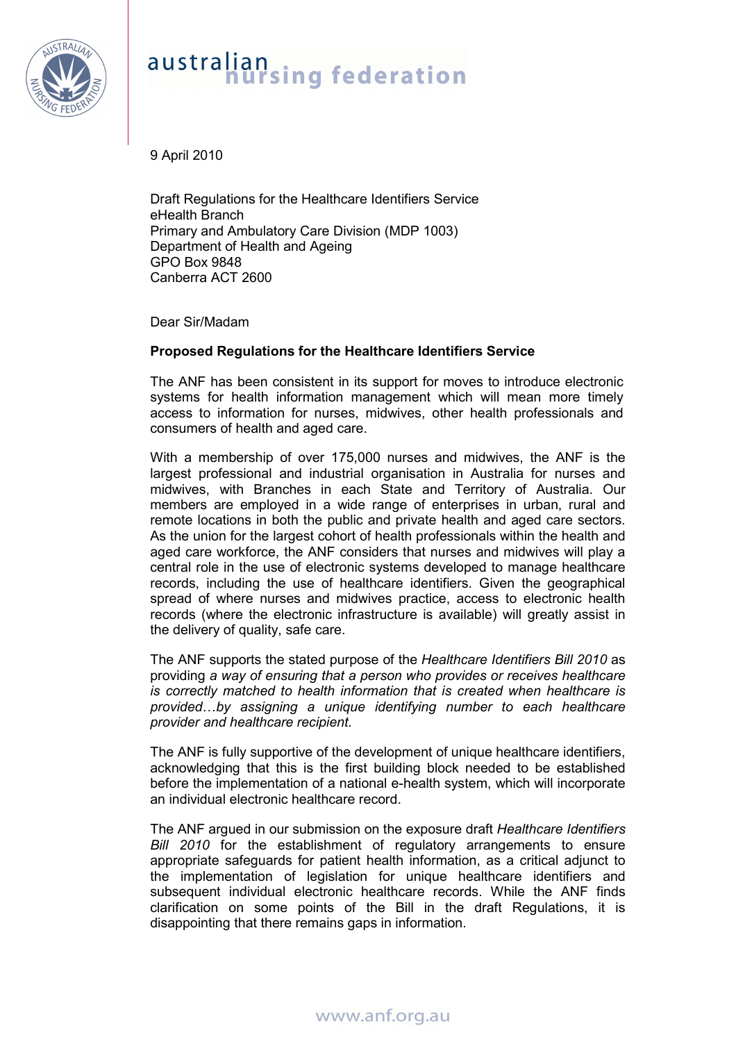australian nursing federation

9 April 2010

Draft Regulations for the Healthcare Identifiers Service
eHealth Branch
Primary and Ambulatory Care Division (MDP 1003)
Department of Health and Ageing
GPO Box 9848
Canberra ACT 2600

Dear Sir/Madam

**Proposed Regulations for the Healthcare Identifiers Service**

The ANF has been consistent in its support for moves to introduce electronic systems for health information management which will mean more timely access to information for nurses, midwives, other health professionals and consumers of health and aged care.

With a membership of over 175,000 nurses and midwives, the ANF is the largest professional and industrial organisation in Australia for nurses and midwives, with Branches in each State and Territory of Australia. Our members are employed in a wide range of enterprises in urban, rural and remote locations in both the public and private health and aged care sectors. As the union for the largest cohort of health professionals within the health and aged care workforce, the ANF considers that nurses and midwives will play a central role in the use of electronic systems developed to manage healthcare records, including the use of healthcare identifiers. Given the geographical spread of where nurses and midwives practice, access to electronic health records (where the electronic infrastructure is available) will greatly assist in the delivery of quality, safe care.

The ANF supports the stated purpose of the *Healthcare Identifiers Bill 2010* as providing *a way of ensuring that a person who provides or receives healthcare is correctly matched to health information that is created when healthcare is provided…by assigning a unique identifying number to each healthcare provider and healthcare recipient.*

The ANF is fully supportive of the development of unique healthcare identifiers, acknowledging that this is the first building block needed to be established before the implementation of a national e-health system, which will incorporate an individual electronic healthcare record.

The ANF argued in our submission on the exposure draft *Healthcare Identifiers Bill 2010* for the establishment of regulatory arrangements to ensure appropriate safeguards for patient health information, as a critical adjunct to the implementation of legislation for unique healthcare identifiers and subsequent individual electronic healthcare records. While the ANF finds clarification on some points of the Bill in the draft Regulations, it is disappointing that there remains gaps in information.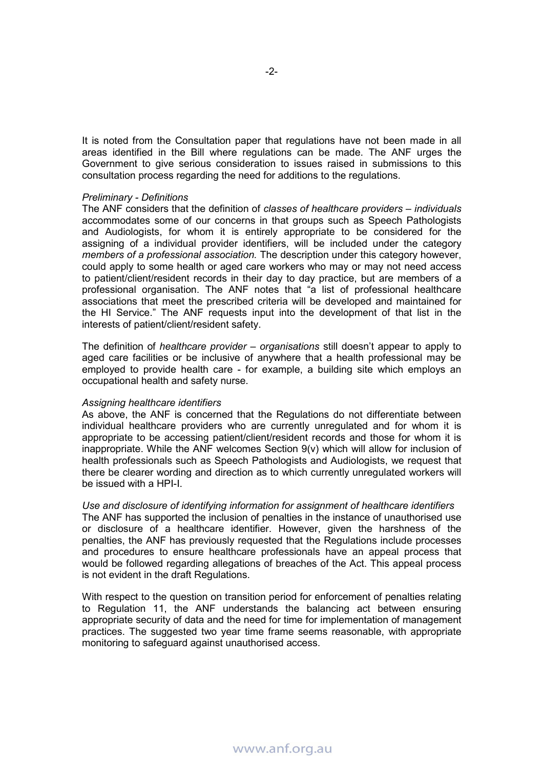It is noted from the Consultation paper that regulations have not been made in all areas identified in the Bill where regulations can be made. The ANF urges the Government to give serious consideration to issues raised in submissions to this consultation process regarding the need for additions to the regulations.

*Preliminary - Definitions*

The ANF considers that the definition of *classes of healthcare providers – individuals* accommodates some of our concerns in that groups such as Speech Pathologists and Audiologists, for whom it is entirely appropriate to be considered for the assigning of a individual provider identifiers, will be included under the category *members of a professional association.* The description under this category however, could apply to some health or aged care workers who may or may not need access to patient/client/resident records in their day to day practice, but are members of a professional organisation. The ANF notes that "a list of professional healthcare associations that meet the prescribed criteria will be developed and maintained for the HI Service." The ANF requests input into the development of that list in the interests of patient/client/resident safety.

The definition of *healthcare provider – organisations* still doesn't appear to apply to aged care facilities or be inclusive of anywhere that a health professional may be employed to provide health care - for example, a building site which employs an occupational health and safety nurse.

*Assigning healthcare identifiers*

As above, the ANF is concerned that the Regulations do not differentiate between individual healthcare providers who are currently unregulated and for whom it is appropriate to be accessing patient/client/resident records and those for whom it is inappropriate. While the ANF welcomes Section 9(v) which will allow for inclusion of health professionals such as Speech Pathologists and Audiologists, we request that there be clearer wording and direction as to which currently unregulated workers will be issued with a HPI-I.

*Use and disclosure of identifying information for assignment of healthcare identifiers*

The ANF has supported the inclusion of penalties in the instance of unauthorised use or disclosure of a healthcare identifier. However, given the harshness of the penalties, the ANF has previously requested that the Regulations include processes and procedures to ensure healthcare professionals have an appeal process that would be followed regarding allegations of breaches of the Act. This appeal process is not evident in the draft Regulations.

With respect to the question on transition period for enforcement of penalties relating to Regulation 11, the ANF understands the balancing act between ensuring appropriate security of data and the need for time for implementation of management practices. The suggested two year time frame seems reasonable, with appropriate monitoring to safeguard against unauthorised access.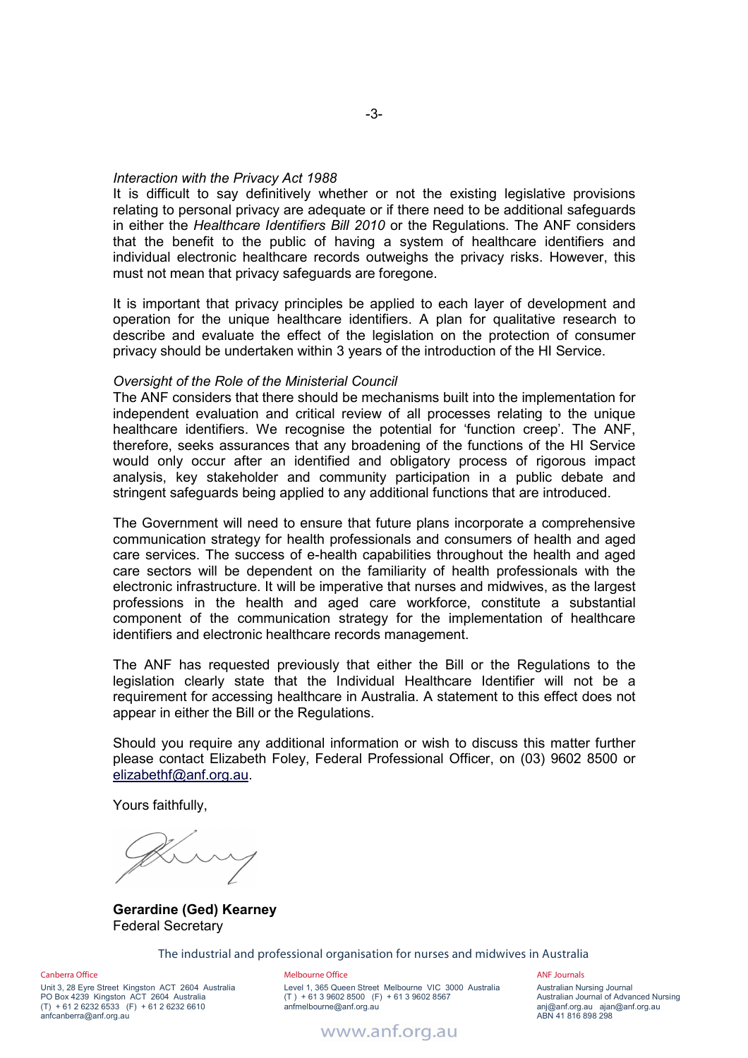*Interaction with the Privacy Act 1988*

It is difficult to say definitively whether or not the existing legislative provisions relating to personal privacy are adequate or if there need to be additional safeguards in either the *Healthcare Identifiers Bill 2010* or the Regulations. The ANF considers that the benefit to the public of having a system of healthcare identifiers and individual electronic healthcare records outweighs the privacy risks. However, this must not mean that privacy safeguards are foregone.

It is important that privacy principles be applied to each layer of development and operation for the unique healthcare identifiers. A plan for qualitative research to describe and evaluate the effect of the legislation on the protection of consumer privacy should be undertaken within 3 years of the introduction of the HI Service.

*Oversight of the Role of the Ministerial Council*

The ANF considers that there should be mechanisms built into the implementation for independent evaluation and critical review of all processes relating to the unique healthcare identifiers. We recognise the potential for 'function creep'. The ANF, therefore, seeks assurances that any broadening of the functions of the HI Service would only occur after an identified and obligatory process of rigorous impact analysis, key stakeholder and community participation in a public debate and stringent safeguards being applied to any additional functions that are introduced.

The Government will need to ensure that future plans incorporate a comprehensive communication strategy for health professionals and consumers of health and aged care services. The success of e-health capabilities throughout the health and aged care sectors will be dependent on the familiarity of health professionals with the electronic infrastructure. It will be imperative that nurses and midwives, as the largest professions in the health and aged care workforce, constitute a substantial component of the communication strategy for the implementation of healthcare identifiers and electronic healthcare records management.

The ANF has requested previously that either the Bill or the Regulations to the legislation clearly state that the Individual Healthcare Identifier will not be a requirement for accessing healthcare in Australia. A statement to this effect does not appear in either the Bill or the Regulations.

Should you require any additional information or wish to discuss this matter further please contact Elizabeth Foley, Federal Professional Officer, on (03) 9602 8500 or elizabethf@anf.org.au.

Yours faithfully,

**Gerardine (Ged) Kearney**
Federal Secretary

The industrial and professional organisation for nurses and midwives in Australia

Canberra Office
Unit 3, 28 Eyre Street Kingston ACT 2604 Australia
PO Box 4239 Kingston ACT 2604 Australia
(T) + 61 2 6232 6533 (F) + 61 2 6232 6610
anfcanberra@anf.org.au

Melbourne Office
Level 1, 365 Queen Street Melbourne VIC 3000 Australia
(T) + 61 3 9602 8500 (F) + 61 3 9602 8567
anfmelbourne@anf.org.au

ANF Journals
Australian Nursing Journal
Australian Journal of Advanced Nursing
anj@anf.org.au ajan@anf.org.au
ABN 41 816 898 298

www.anf.org.au